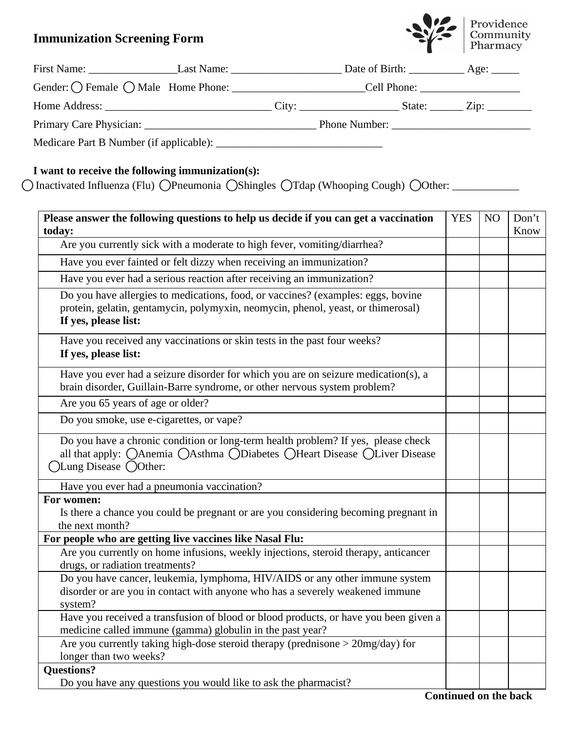# Immunization Screening Form

Providence Community Pharmacy

First Name: ________________Last Name: ____________________ Date of Birth: __________ Age: _____

Gender: ◯ Female ◯ Male Home Phone: ________________________Cell Phone: __________________

Home Address: ______________________________ City: __________________ State: ______ Zip: ________

Primary Care Physician: _______________________________ Phone Number: _________________________

Medicare Part B Number (if applicable): ______________________________

**I want to receive the following immunization(s):**

◯ Inactivated Influenza (Flu) ◯Pneumonia ◯Shingles ◯Tdap (Whooping Cough) ◯Other: ____________

| **Please answer the following questions to help us decide if you can get a vaccination today:** | YES | NO | Don't Know |
|---|---|---|---|
| Are you currently sick with a moderate to high fever, vomiting/diarrhea? | | | |
| Have you ever fainted or felt dizzy when receiving an immunization? | | | |
| Have you ever had a serious reaction after receiving an immunization? | | | |
| Do you have allergies to medications, food, or vaccines? (examples: eggs, bovine protein, gelatin, gentamycin, polymyxin, neomycin, phenol, yeast, or thimerosal) **If yes, please list:** | | | |
| Have you received any vaccinations or skin tests in the past four weeks? **If yes, please list:** | | | |
| Have you ever had a seizure disorder for which you are on seizure medication(s), a brain disorder, Guillain-Barre syndrome, or other nervous system problem? | | | |
| Are you 65 years of age or older? | | | |
| Do you smoke, use e-cigarettes, or vape? | | | |
| Do you have a chronic condition or long-term health problem? If yes, please check all that apply: ◯Anemia ◯Asthma ◯Diabetes ◯Heart Disease ◯Liver Disease ◯Lung Disease ◯Other: | | | |
| Have you ever had a pneumonia vaccination? | | | |
| **For women:** Is there a chance you could be pregnant or are you considering becoming pregnant in the next month? | | | |
| **For people who are getting live vaccines like Nasal Flu:** | | | |
| Are you currently on home infusions, weekly injections, steroid therapy, anticancer drugs, or radiation treatments? | | | |
| Do you have cancer, leukemia, lymphoma, HIV/AIDS or any other immune system disorder or are you in contact with anyone who has a severely weakened immune system? | | | |
| Have you received a transfusion of blood or blood products, or have you been given a medicine called immune (gamma) globulin in the past year? | | | |
| Are you currently taking high-dose steroid therapy (prednisone > 20mg/day) for longer than two weeks? | | | |
| **Questions?** Do you have any questions you would like to ask the pharmacist? | | | |

**Continued on the back**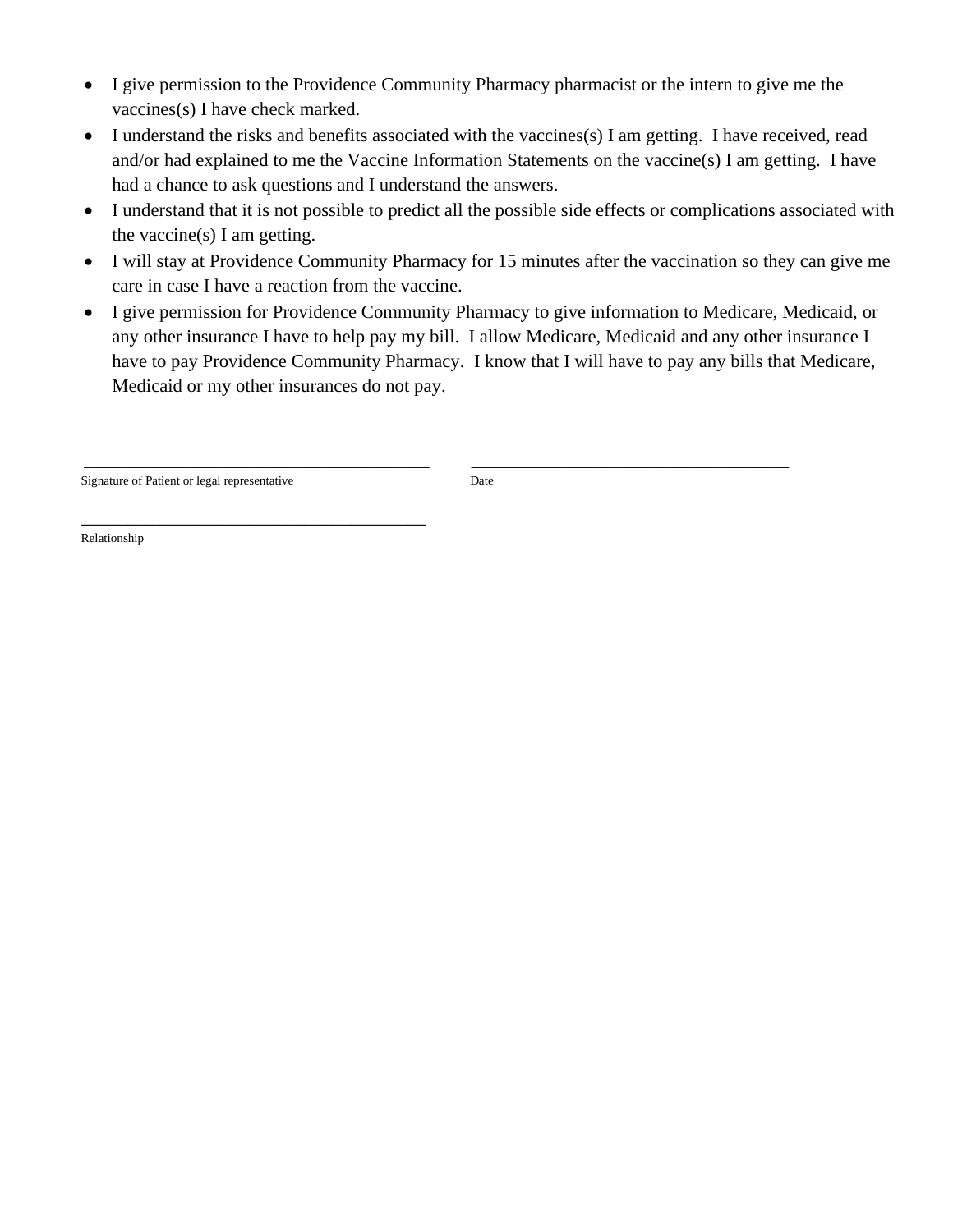- I give permission to the Providence Community Pharmacy pharmacist or the intern to give me the vaccines(s) I have check marked.
- I understand the risks and benefits associated with the vaccines(s) I am getting. I have received, read and/or had explained to me the Vaccine Information Statements on the vaccine(s) I am getting. I have had a chance to ask questions and I understand the answers.
- I understand that it is not possible to predict all the possible side effects or complications associated with the vaccine(s) I am getting.
- I will stay at Providence Community Pharmacy for 15 minutes after the vaccination so they can give me care in case I have a reaction from the vaccine.
- I give permission for Providence Community Pharmacy to give information to Medicare, Medicaid, or any other insurance I have to help pay my bill. I allow Medicare, Medicaid and any other insurance I have to pay Providence Community Pharmacy. I know that I will have to pay any bills that Medicare, Medicaid or my other insurances do not pay.

_____________________________________________ _________________________________________

Signature of Patient or legal representative Date

_____________________________________________

Relationship